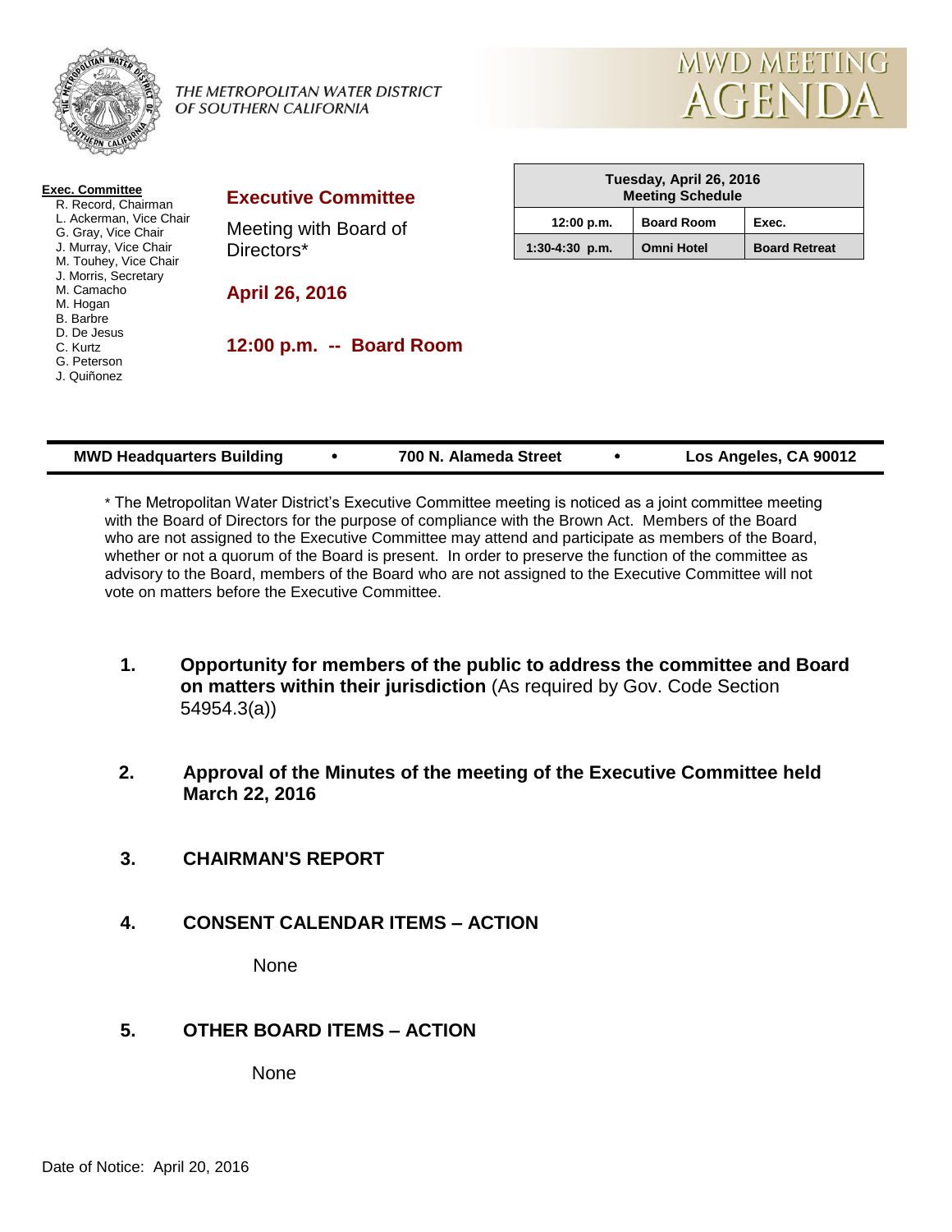THE METROPOLITAN WATER DISTRICT OF SOUTHERN CALIFORNIA

# MWD MEETING AGENDA

**Exec. Committee**

- R. Record, Chairman
- L. Ackerman, Vice Chair
- G. Gray, Vice Chair
- J. Murray, Vice Chair
- M. Touhey, Vice Chair
- J. Morris, Secretary
- M. Camacho
- M. Hogan
- B. Barbre
- D. De Jesus
- C. Kurtz
- G. Peterson
- J. Quiñonez

## Executive Committee

Meeting with Board of Directors*

**April 26, 2016**

**12:00 p.m. -- Board Room**

| Tuesday, April 26, 2016 Meeting Schedule | | |
|---|---|---|
| 12:00 p.m. | Board Room | Exec. |
| 1:30-4:30 p.m. | Omni Hotel | Board Retreat |

**MWD Headquarters Building • 700 N. Alameda Street • Los Angeles, CA 90012**

* The Metropolitan Water District's Executive Committee meeting is noticed as a joint committee meeting with the Board of Directors for the purpose of compliance with the Brown Act. Members of the Board who are not assigned to the Executive Committee may attend and participate as members of the Board, whether or not a quorum of the Board is present. In order to preserve the function of the committee as advisory to the Board, members of the Board who are not assigned to the Executive Committee will not vote on matters before the Executive Committee.

1. **Opportunity for members of the public to address the committee and Board on matters within their jurisdiction** (As required by Gov. Code Section 54954.3(a))

2. **Approval of the Minutes of the meeting of the Executive Committee held March 22, 2016**

3. **CHAIRMAN'S REPORT**

4. **CONSENT CALENDAR ITEMS – ACTION**

   None

5. **OTHER BOARD ITEMS – ACTION**

   None

Date of Notice: April 20, 2016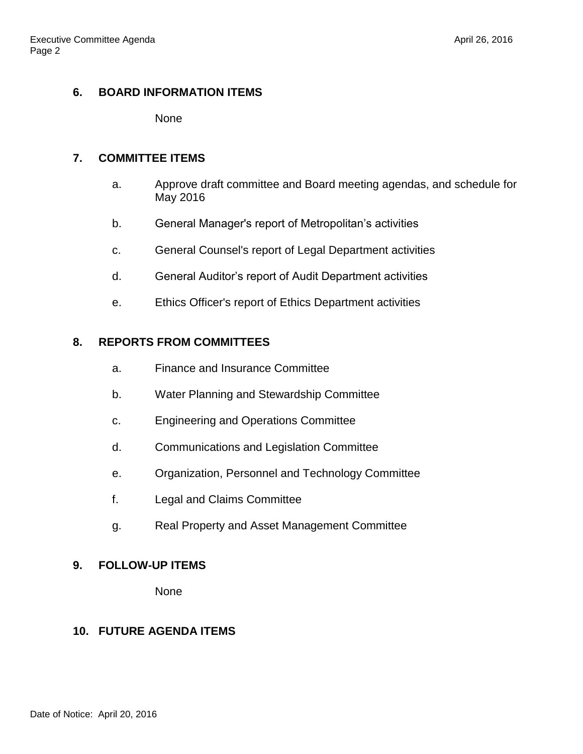## 6. BOARD INFORMATION ITEMS

None

## 7. COMMITTEE ITEMS

a. Approve draft committee and Board meeting agendas, and schedule for May 2016

b. General Manager's report of Metropolitan's activities

c. General Counsel's report of Legal Department activities

d. General Auditor's report of Audit Department activities

e. Ethics Officer's report of Ethics Department activities

## 8. REPORTS FROM COMMITTEES

a. Finance and Insurance Committee

b. Water Planning and Stewardship Committee

c. Engineering and Operations Committee

d. Communications and Legislation Committee

e. Organization, Personnel and Technology Committee

f. Legal and Claims Committee

g. Real Property and Asset Management Committee

## 9. FOLLOW-UP ITEMS

None

## 10. FUTURE AGENDA ITEMS

Date of Notice: April 20, 2016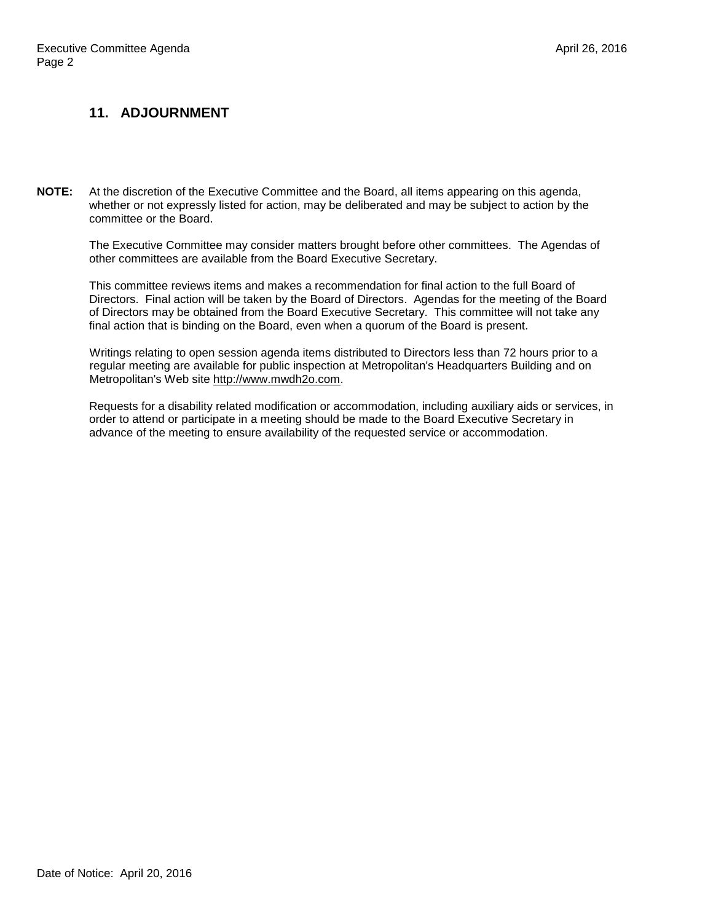## 11. ADJOURNMENT

**NOTE:** At the discretion of the Executive Committee and the Board, all items appearing on this agenda, whether or not expressly listed for action, may be deliberated and may be subject to action by the committee or the Board.

The Executive Committee may consider matters brought before other committees. The Agendas of other committees are available from the Board Executive Secretary.

This committee reviews items and makes a recommendation for final action to the full Board of Directors. Final action will be taken by the Board of Directors. Agendas for the meeting of the Board of Directors may be obtained from the Board Executive Secretary. This committee will not take any final action that is binding on the Board, even when a quorum of the Board is present.

Writings relating to open session agenda items distributed to Directors less than 72 hours prior to a regular meeting are available for public inspection at Metropolitan's Headquarters Building and on Metropolitan's Web site http://www.mwdh2o.com.

Requests for a disability related modification or accommodation, including auxiliary aids or services, in order to attend or participate in a meeting should be made to the Board Executive Secretary in advance of the meeting to ensure availability of the requested service or accommodation.

Date of Notice: April 20, 2016